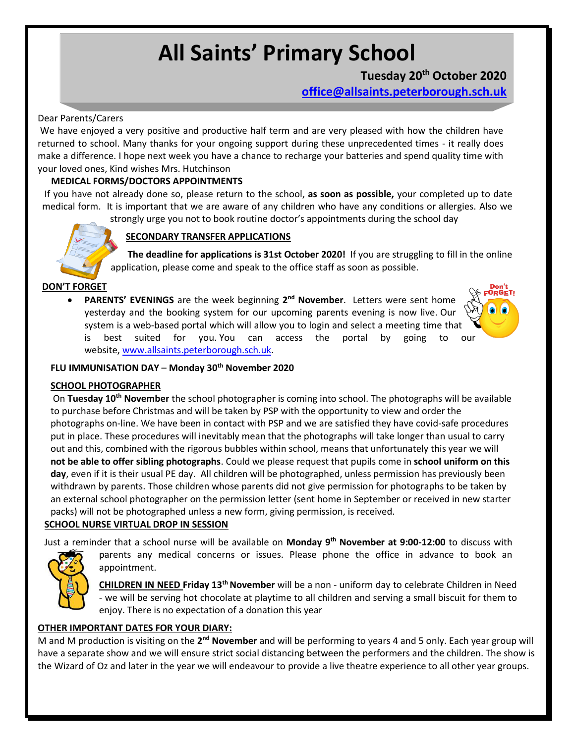# All Saints' Primary School

**Tuesday 20th October 2020**

**office@allsaints.peterborough.sch.uk**

Dear Parents/Carers

We have enjoyed a very positive and productive half term and are very pleased with how the children have returned to school. Many thanks for your ongoing support during these unprecedented times - it really does make a difference. I hope next week you have a chance to recharge your batteries and spend quality time with your loved ones, Kind wishes Mrs. Hutchinson

**MEDICAL FORMS/DOCTORS APPOINTMENTS**

If you have not already done so, please return to the school, **as soon as possible,** your completed up to date medical form. It is important that we are aware of any children who have any conditions or allergies. Also we strongly urge you not to book routine doctor's appointments during the school day

**SECONDARY TRANSFER APPLICATIONS**

**The deadline for applications is 31st October 2020!** If you are struggling to fill in the online application, please come and speak to the office staff as soon as possible.

**DON'T FORGET**

- **PARENTS' EVENINGS** are the week beginning **2nd November**. Letters were sent home yesterday and the booking system for our upcoming parents evening is now live. Our system is a web-based portal which will allow you to login and select a meeting time that is best suited for you. You can access the portal by going to our website, www.allsaints.peterborough.sch.uk.

**FLU IMMUNISATION DAY – Monday 30th November 2020**

**SCHOOL PHOTOGRAPHER**

On **Tuesday 10th November** the school photographer is coming into school. The photographs will be available to purchase before Christmas and will be taken by PSP with the opportunity to view and order the photographs on-line. We have been in contact with PSP and we are satisfied they have covid-safe procedures put in place. These procedures will inevitably mean that the photographs will take longer than usual to carry out and this, combined with the rigorous bubbles within school, means that unfortunately this year we will **not be able to offer sibling photographs**. Could we please request that pupils come in **school uniform on this day**, even if it is their usual PE day. All children will be photographed, unless permission has previously been withdrawn by parents. Those children whose parents did not give permission for photographs to be taken by an external school photographer on the permission letter (sent home in September or received in new starter packs) will not be photographed unless a new form, giving permission, is received.

**SCHOOL NURSE VIRTUAL DROP IN SESSION**

Just a reminder that a school nurse will be available on **Monday 9th November at 9:00-12:00** to discuss with parents any medical concerns or issues. Please phone the office in advance to book an appointment.

**CHILDREN IN NEED Friday 13th November** will be a non - uniform day to celebrate Children in Need - we will be serving hot chocolate at playtime to all children and serving a small biscuit for them to enjoy. There is no expectation of a donation this year

**OTHER IMPORTANT DATES FOR YOUR DIARY:**

M and M production is visiting on the **2nd November** and will be performing to years 4 and 5 only. Each year group will have a separate show and we will ensure strict social distancing between the performers and the children. The show is the Wizard of Oz and later in the year we will endeavour to provide a live theatre experience to all other year groups.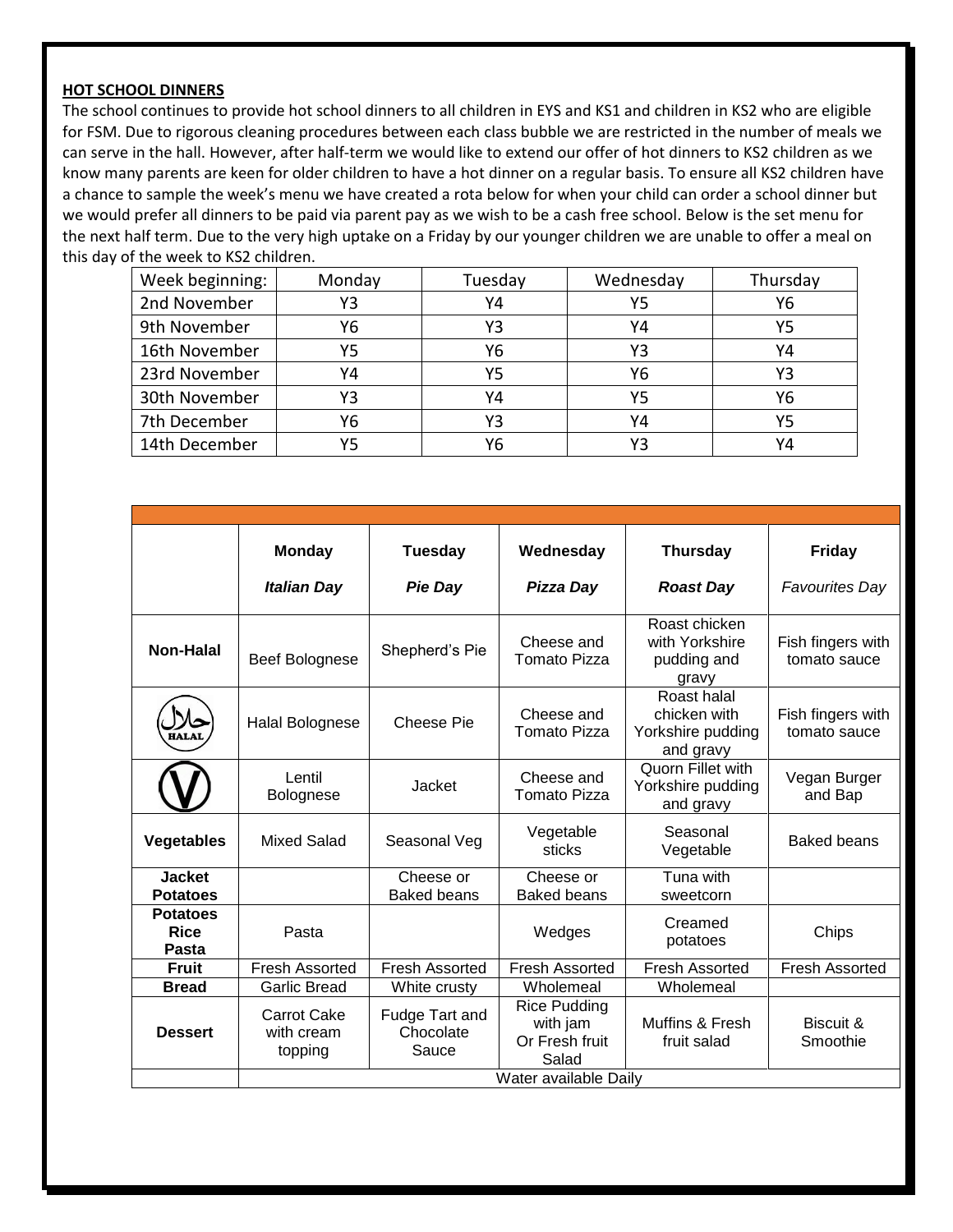**HOT SCHOOL DINNERS**

The school continues to provide hot school dinners to all children in EYS and KS1 and children in KS2 who are eligible for FSM. Due to rigorous cleaning procedures between each class bubble we are restricted in the number of meals we can serve in the hall. However, after half-term we would like to extend our offer of hot dinners to KS2 children as we know many parents are keen for older children to have a hot dinner on a regular basis. To ensure all KS2 children have a chance to sample the week's menu we have created a rota below for when your child can order a school dinner but we would prefer all dinners to be paid via parent pay as we wish to be a cash free school. Below is the set menu for the next half term. Due to the very high uptake on a Friday by our younger children we are unable to offer a meal on this day of the week to KS2 children.

| Week beginning: | Monday | Tuesday | Wednesday | Thursday |
|---|---|---|---|---|
| 2nd November | Y3 | Y4 | Y5 | Y6 |
| 9th November | Y6 | Y3 | Y4 | Y5 |
| 16th November | Y5 | Y6 | Y3 | Y4 |
| 23rd November | Y4 | Y5 | Y6 | Y3 |
| 30th November | Y3 | Y4 | Y5 | Y6 |
| 7th December | Y6 | Y3 | Y4 | Y5 |
| 14th December | Y5 | Y6 | Y3 | Y4 |

| | **Monday** *Italian Day* | **Tuesday** *Pie Day* | **Wednesday** *Pizza Day* | **Thursday** *Roast Day* | **Friday** *Favourites Day* |
|---|---|---|---|---|---|
| **Non-Halal** | Beef Bolognese | Shepherd's Pie | Cheese and Tomato Pizza | Roast chicken with Yorkshire pudding and gravy | Fish fingers with tomato sauce |
| HALAL | Halal Bolognese | Cheese Pie | Cheese and Tomato Pizza | Roast halal chicken with Yorkshire pudding and gravy | Fish fingers with tomato sauce |
| V | Lentil Bolognese | Jacket | Cheese and Tomato Pizza | Quorn Fillet with Yorkshire pudding and gravy | Vegan Burger and Bap |
| **Vegetables** | Mixed Salad | Seasonal Veg | Vegetable sticks | Seasonal Vegetable | Baked beans |
| **Jacket Potatoes** | | Cheese or Baked beans | Cheese or Baked beans | Tuna with sweetcorn | |
| **Potatoes Rice Pasta** | Pasta | | Wedges | Creamed potatoes | Chips |
| **Fruit** | Fresh Assorted | Fresh Assorted | Fresh Assorted | Fresh Assorted | Fresh Assorted |
| **Bread** | Garlic Bread | White crusty | Wholemeal | Wholemeal | |
| **Dessert** | Carrot Cake with cream topping | Fudge Tart and Chocolate Sauce | Rice Pudding with jam Or Fresh fruit Salad | Muffins & Fresh fruit salad | Biscuit & Smoothie |
| | Water available Daily | | | | |